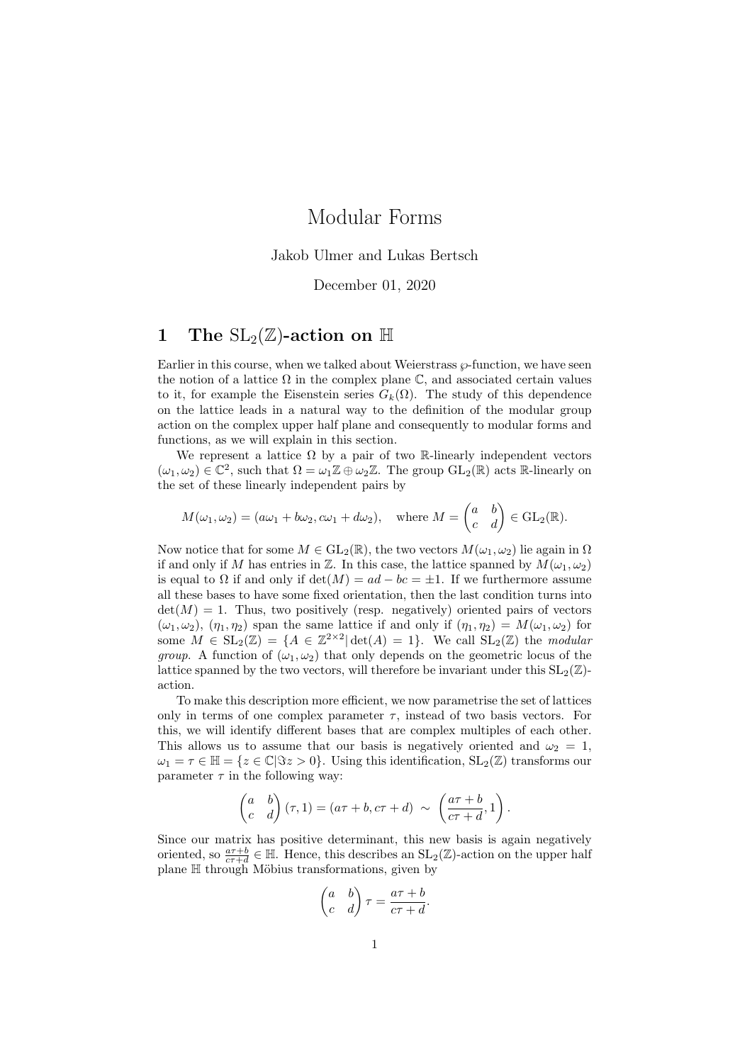// Modular Forms

Jakob Ulmer and Lukas Bertsch

December 01, 2020

## 1 The $\mathrm{SL}_2(\mathbb{Z})$-action on $\mathbb{H}$

Earlier in this course, when we talked about Weierstrass $\wp$-function, we have seen the notion of a lattice $\Omega$ in the complex plane $\mathbb{C}$, and associated certain values to it, for example the Eisenstein series $G_k(\Omega)$. The study of this dependence on the lattice leads in a natural way to the definition of the modular group action on the complex upper half plane and consequently to modular forms and functions, as we will explain in this section.

We represent a lattice $\Omega$ by a pair of two $\mathbb{R}$-linearly independent vectors $(\omega_1, \omega_2) \in \mathbb{C}^2$, such that $\Omega = \omega_1\mathbb{Z} \oplus \omega_2\mathbb{Z}$. The group $\mathrm{GL}_2(\mathbb{R})$ acts $\mathbb{R}$-linearly on the set of these linearly independent pairs by

$$M(\omega_1, \omega_2) = (a\omega_1 + b\omega_2, c\omega_1 + d\omega_2), \quad \text{where } M = \begin{pmatrix} a & b \\ c & d \end{pmatrix} \in \mathrm{GL}_2(\mathbb{R}).$$

Now notice that for some $M \in \mathrm{GL}_2(\mathbb{R})$, the two vectors $M(\omega_1, \omega_2)$ lie again in $\Omega$ if and only if $M$ has entries in $\mathbb{Z}$. In this case, the lattice spanned by $M(\omega_1, \omega_2)$ is equal to $\Omega$ if and only if $\det(M) = ad - bc = \pm 1$. If we furthermore assume all these bases to have some fixed orientation, then the last condition turns into $\det(M) = 1$. Thus, two positively (resp. negatively) oriented pairs of vectors $(\omega_1, \omega_2)$, $(\eta_1, \eta_2)$ span the same lattice if and only if $(\eta_1, \eta_2) = M(\omega_1, \omega_2)$ for some $M \in \mathrm{SL}_2(\mathbb{Z}) = \{A \in \mathbb{Z}^{2\times 2} | \det(A) = 1\}$. We call $\mathrm{SL}_2(\mathbb{Z})$ the *modular group*. A function of $(\omega_1, \omega_2)$ that only depends on the geometric locus of the lattice spanned by the two vectors, will therefore be invariant under this $\mathrm{SL}_2(\mathbb{Z})$-action.

To make this description more efficient, we now parametrise the set of lattices only in terms of one complex parameter $\tau$, instead of two basis vectors. For this, we will identify different bases that are complex multiples of each other. This allows us to assume that our basis is negatively oriented and $\omega_2 = 1$, $\omega_1 = \tau \in \mathbb{H} = \{z \in \mathbb{C} | \Im z > 0\}$. Using this identification, $\mathrm{SL}_2(\mathbb{Z})$ transforms our parameter $\tau$ in the following way:

$$\begin{pmatrix} a & b \\ c & d \end{pmatrix} (\tau, 1) = (a\tau + b, c\tau + d) \sim \left( \frac{a\tau + b}{c\tau + d}, 1 \right).$$

Since our matrix has positive determinant, this new basis is again negatively oriented, so $\frac{a\tau+b}{c\tau+d} \in \mathbb{H}$. Hence, this describes an $\mathrm{SL}_2(\mathbb{Z})$-action on the upper half plane $\mathbb{H}$ through Möbius transformations, given by

$$\begin{pmatrix} a & b \\ c & d \end{pmatrix} \tau = \frac{a\tau + b}{c\tau + d}.$$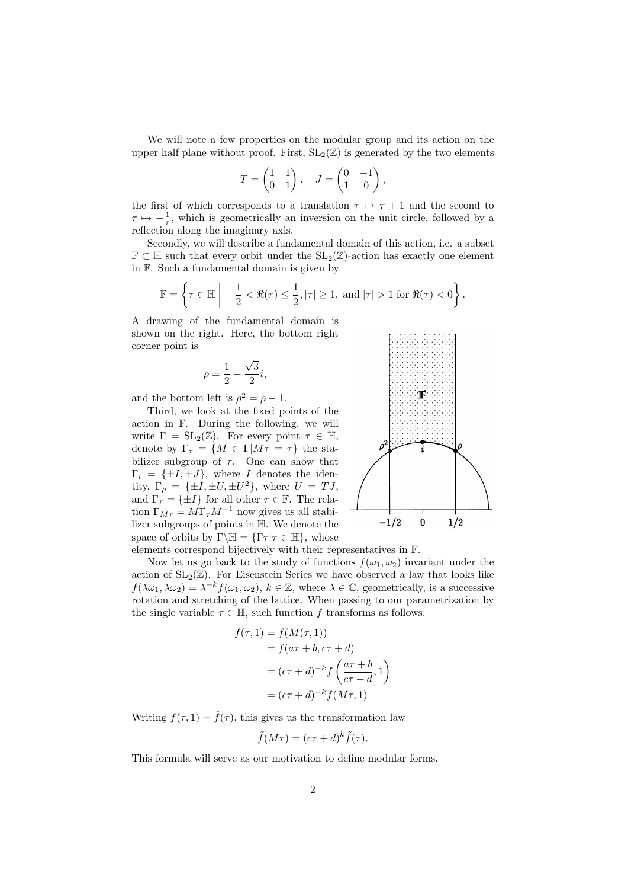We will note a few properties on the modular group and its action on the upper half plane without proof. First, $\mathrm{SL}_2(\mathbb{Z})$ is generated by the two elements

$$T = \begin{pmatrix} 1 & 1 \\ 0 & 1 \end{pmatrix}, \quad J = \begin{pmatrix} 0 & -1 \\ 1 & 0 \end{pmatrix},$$

the first of which corresponds to a translation $\tau \mapsto \tau + 1$ and the second to $\tau \mapsto -\frac{1}{\tau}$, which is geometrically an inversion on the unit circle, followed by a reflection along the imaginary axis.

Secondly, we will describe a fundamental domain of this action, i.e. a subset $\mathbb{F} \subset \mathbb{H}$ such that every orbit under the $\mathrm{SL}_2(\mathbb{Z})$-action has exactly one element in $\mathbb{F}$. Such a fundamental domain is given by

$$\mathbb{F} = \left\{ \tau \in \mathbb{H} \,\middle|\, -\frac{1}{2} < \Re(\tau) \leq \frac{1}{2}, |\tau| \geq 1, \text{ and } |\tau| > 1 \text{ for } \Re(\tau) < 0 \right\}.$$

A drawing of the fundamental domain is shown on the right. Here, the bottom right corner point is

$$\rho = \frac{1}{2} + \frac{\sqrt{3}}{2} i,$$

and the bottom left is $\rho^2 = \rho - 1$.

Third, we look at the fixed points of the action in $\mathbb{F}$. During the following, we will write $\Gamma = \mathrm{SL}_2(\mathbb{Z})$. For every point $\tau \in \mathbb{H}$, denote by $\Gamma_\tau = \{M \in \Gamma | M\tau = \tau\}$ the stabilizer subgroup of $\tau$. One can show that $\Gamma_i = \{\pm I, \pm J\}$, where $I$ denotes the identity, $\Gamma_\rho = \{\pm I, \pm U, \pm U^2\}$, where $U = TJ$, and $\Gamma_\tau = \{\pm I\}$ for all other $\tau \in \mathbb{F}$. The relation $\Gamma_{M\tau} = M\Gamma_\tau M^{-1}$ now gives us all stabilizer subgroups of points in $\mathbb{H}$. We denote the space of orbits by $\Gamma\backslash\mathbb{H} = \{\Gamma\tau | \tau \in \mathbb{H}\}$, whose elements correspond bijectively with their representatives in $\mathbb{F}$.

Now let us go back to the study of functions $f(\omega_1, \omega_2)$ invariant under the action of $\mathrm{SL}_2(\mathbb{Z})$. For Eisenstein Series we have observed a law that looks like $f(\lambda\omega_1, \lambda\omega_2) = \lambda^{-k} f(\omega_1, \omega_2)$, $k \in \mathbb{Z}$, where $\lambda \in \mathbb{C}$, geometrically, is a successive rotation and stretching of the lattice. When passing to our parametrization by the single variable $\tau \in \mathbb{H}$, such function $f$ transforms as follows:

$$\begin{aligned} f(\tau, 1) &= f(M(\tau, 1)) \\ &= f(a\tau + b, c\tau + d) \\ &= (c\tau + d)^{-k} f\left(\frac{a\tau + b}{c\tau + d}, 1\right) \\ &= (c\tau + d)^{-k} f(M\tau, 1) \end{aligned}$$

Writing $f(\tau, 1) = \tilde{f}(\tau)$, this gives us the transformation law

$$\tilde{f}(M\tau) = (c\tau + d)^k \tilde{f}(\tau).$$

This formula will serve as our motivation to define modular forms.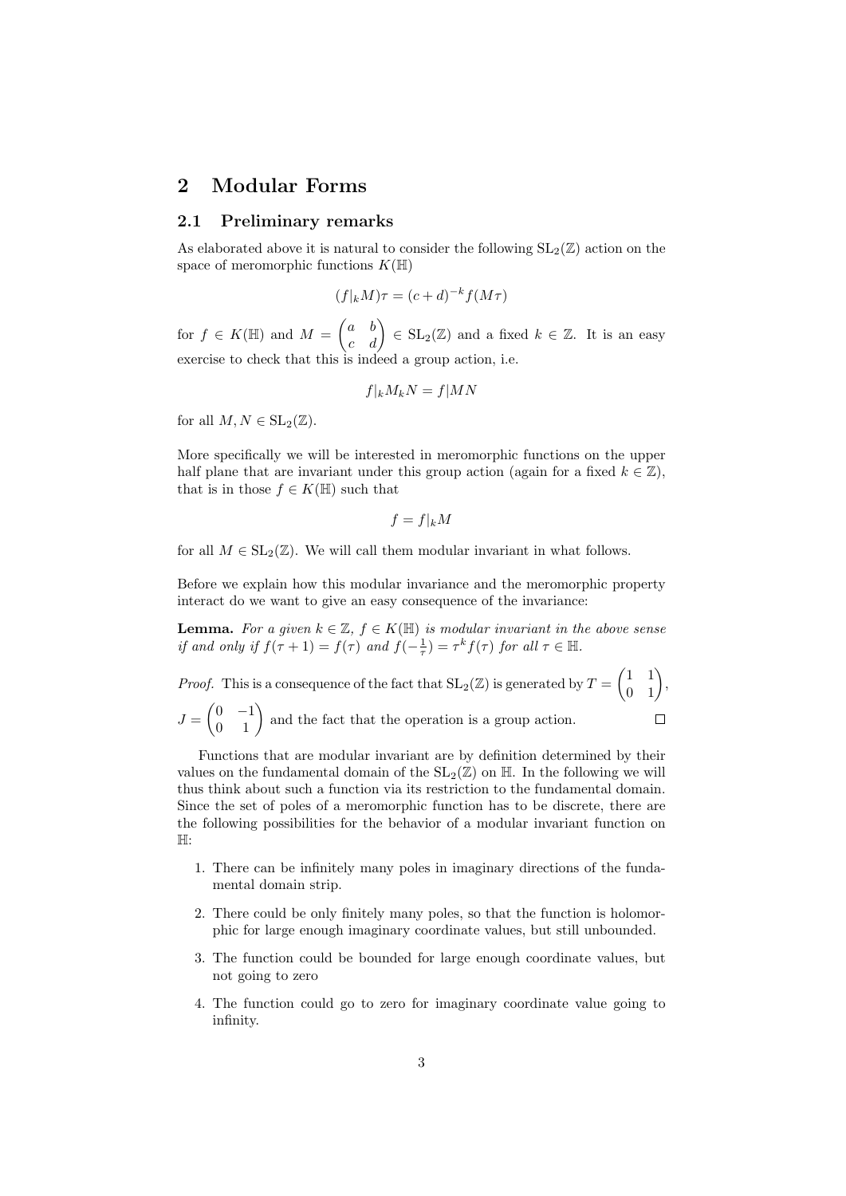# 2 Modular Forms

## 2.1 Preliminary remarks

As elaborated above it is natural to consider the following $\mathrm{SL}_2(\mathbb{Z})$ action on the space of meromorphic functions $K(\mathbb{H})$

$$(f|_k M)\tau = (c+d)^{-k} f(M\tau)$$

for $f \in K(\mathbb{H})$ and $M = \begin{pmatrix} a & b \\ c & d \end{pmatrix} \in \mathrm{SL}_2(\mathbb{Z})$ and a fixed $k \in \mathbb{Z}$. It is an easy exercise to check that this is indeed a group action, i.e.

$$f|_k M_k N = f|MN$$

for all $M, N \in \mathrm{SL}_2(\mathbb{Z})$.

More specifically we will be interested in meromorphic functions on the upper half plane that are invariant under this group action (again for a fixed $k \in \mathbb{Z}$), that is in those $f \in K(\mathbb{H})$ such that

$$f = f|_k M$$

for all $M \in \mathrm{SL}_2(\mathbb{Z})$. We will call them modular invariant in what follows.

Before we explain how this modular invariance and the meromorphic property interact do we want to give an easy consequence of the invariance:

**Lemma.** *For a given $k \in \mathbb{Z}$, $f \in K(\mathbb{H})$ is modular invariant in the above sense if and only if $f(\tau+1) = f(\tau)$ and $f(-\frac{1}{\tau}) = \tau^k f(\tau)$ for all $\tau \in \mathbb{H}$.*

*Proof.* This is a consequence of the fact that $\mathrm{SL}_2(\mathbb{Z})$ is generated by $T = \begin{pmatrix} 1 & 1 \\ 0 & 1 \end{pmatrix}$, $J = \begin{pmatrix} 0 & -1 \\ 0 & 1 \end{pmatrix}$ and the fact that the operation is a group action. □

Functions that are modular invariant are by definition determined by their values on the fundamental domain of the $\mathrm{SL}_2(\mathbb{Z})$ on $\mathbb{H}$. In the following we will thus think about such a function via its restriction to the fundamental domain. Since the set of poles of a meromorphic function has to be discrete, there are the following possibilities for the behavior of a modular invariant function on $\mathbb{H}$:

1. There can be infinitely many poles in imaginary directions of the fundamental domain strip.
2. There could be only finitely many poles, so that the function is holomorphic for large enough imaginary coordinate values, but still unbounded.
3. The function could be bounded for large enough coordinate values, but not going to zero
4. The function could go to zero for imaginary coordinate value going to infinity.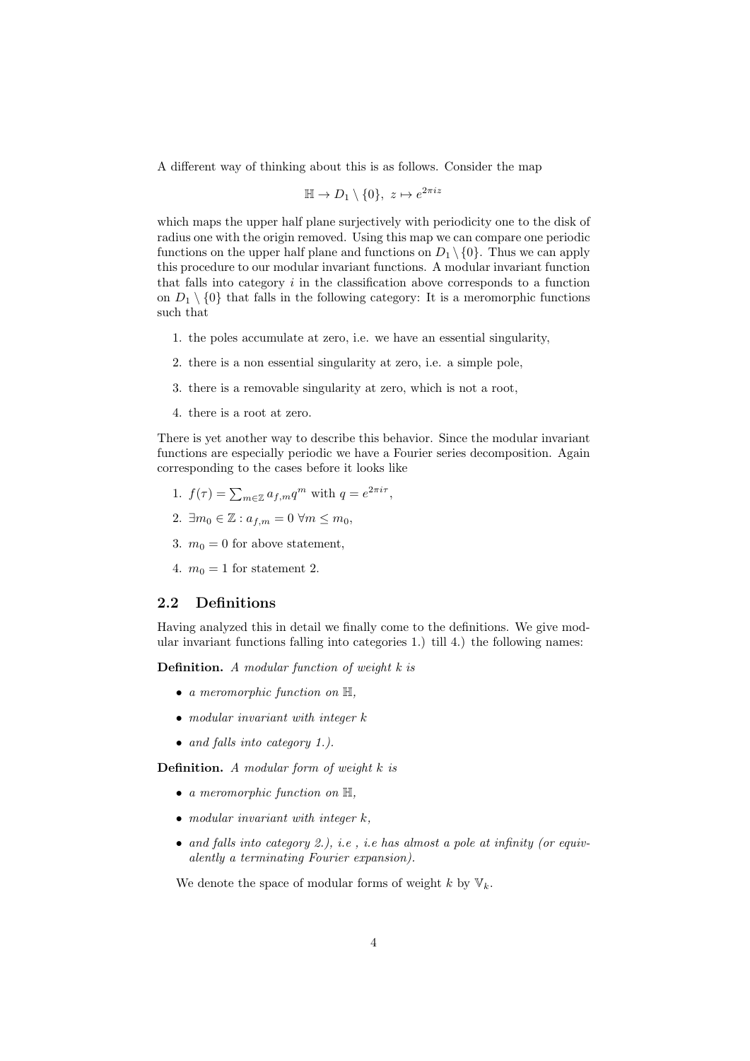A different way of thinking about this is as follows. Consider the map

$$\mathbb{H} \to D_1 \setminus \{0\},\ z \mapsto e^{2\pi i z}$$

which maps the upper half plane surjectively with periodicity one to the disk of radius one with the origin removed. Using this map we can compare one periodic functions on the upper half plane and functions on $D_1 \setminus \{0\}$. Thus we can apply this procedure to our modular invariant functions. A modular invariant function that falls into category $i$ in the classification above corresponds to a function on $D_1 \setminus \{0\}$ that falls in the following category: It is a meromorphic functions such that

1. the poles accumulate at zero, i.e. we have an essential singularity,
2. there is a non essential singularity at zero, i.e. a simple pole,
3. there is a removable singularity at zero, which is not a root,
4. there is a root at zero.

There is yet another way to describe this behavior. Since the modular invariant functions are especially periodic we have a Fourier series decomposition. Again corresponding to the cases before it looks like

1. $f(\tau) = \sum_{m \in \mathbb{Z}} a_{f,m} q^m$ with $q = e^{2\pi i \tau}$,
2. $\exists m_0 \in \mathbb{Z} : a_{f,m} = 0\ \forall m \leq m_0$,
3. $m_0 = 0$ for above statement,
4. $m_0 = 1$ for statement 2.

## 2.2 Definitions

Having analyzed this in detail we finally come to the definitions. We give modular invariant functions falling into categories 1.) till 4.) the following names:

**Definition.** *A modular function of weight $k$ is*

- *a meromorphic function on $\mathbb{H}$,*
- *modular invariant with integer $k$*
- *and falls into category 1.).*

**Definition.** *A modular form of weight $k$ is*

- *a meromorphic function on $\mathbb{H}$,*
- *modular invariant with integer $k$,*
- *and falls into category 2.), i.e , i.e has almost a pole at infinity (or equivalently a terminating Fourier expansion).*

We denote the space of modular forms of weight $k$ by $\mathbb{V}_k$.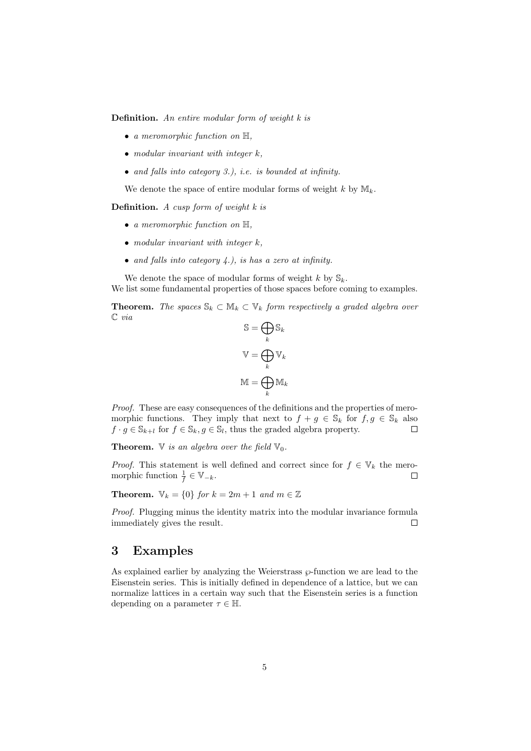**Definition.** *An entire modular form of weight $k$ is*

- *a meromorphic function on $\mathbb{H}$,*
- *modular invariant with integer $k$,*
- *and falls into category 3.), i.e. is bounded at infinity.*

We denote the space of entire modular forms of weight $k$ by $\mathbb{M}_k$.

**Definition.** *A cusp form of weight $k$ is*

- *a meromorphic function on $\mathbb{H}$,*
- *modular invariant with integer $k$,*
- *and falls into category 4.), is has a zero at infinity.*

We denote the space of modular forms of weight $k$ by $\mathbb{S}_k$.
We list some fundamental properties of those spaces before coming to examples.

**Theorem.** *The spaces $\mathbb{S}_k \subset \mathbb{M}_k \subset \mathbb{V}_k$ form respectively a graded algebra over $\mathbb{C}$ via*

$$\mathbb{S} = \bigoplus_k \mathbb{S}_k$$

$$\mathbb{V} = \bigoplus_k \mathbb{V}_k$$

$$\mathbb{M} = \bigoplus_k \mathbb{M}_k$$

*Proof.* These are easy consequences of the definitions and the properties of meromorphic functions. They imply that next to $f+g \in \mathbb{S}_k$ for $f, g \in \mathbb{S}_k$ also $f \cdot g \in \mathbb{S}_{k+l}$ for $f \in \mathbb{S}_k, g \in \mathbb{S}_l$, thus the graded algebra property. □

**Theorem.** *$\mathbb{V}$ is an algebra over the field $\mathbb{V}_0$.*

*Proof.* This statement is well defined and correct since for $f \in \mathbb{V}_k$ the meromorphic function $\frac{1}{f} \in \mathbb{V}_{-k}$. □

**Theorem.** *$\mathbb{V}_k = \{0\}$ for $k = 2m+1$ and $m \in \mathbb{Z}$*

*Proof.* Plugging minus the identity matrix into the modular invariance formula immediately gives the result. □

## 3 Examples

As explained earlier by analyzing the Weierstrass $\wp$-function we are lead to the Eisenstein series. This is initially defined in dependence of a lattice, but we can normalize lattices in a certain way such that the Eisenstein series is a function depending on a parameter $\tau \in \mathbb{H}$.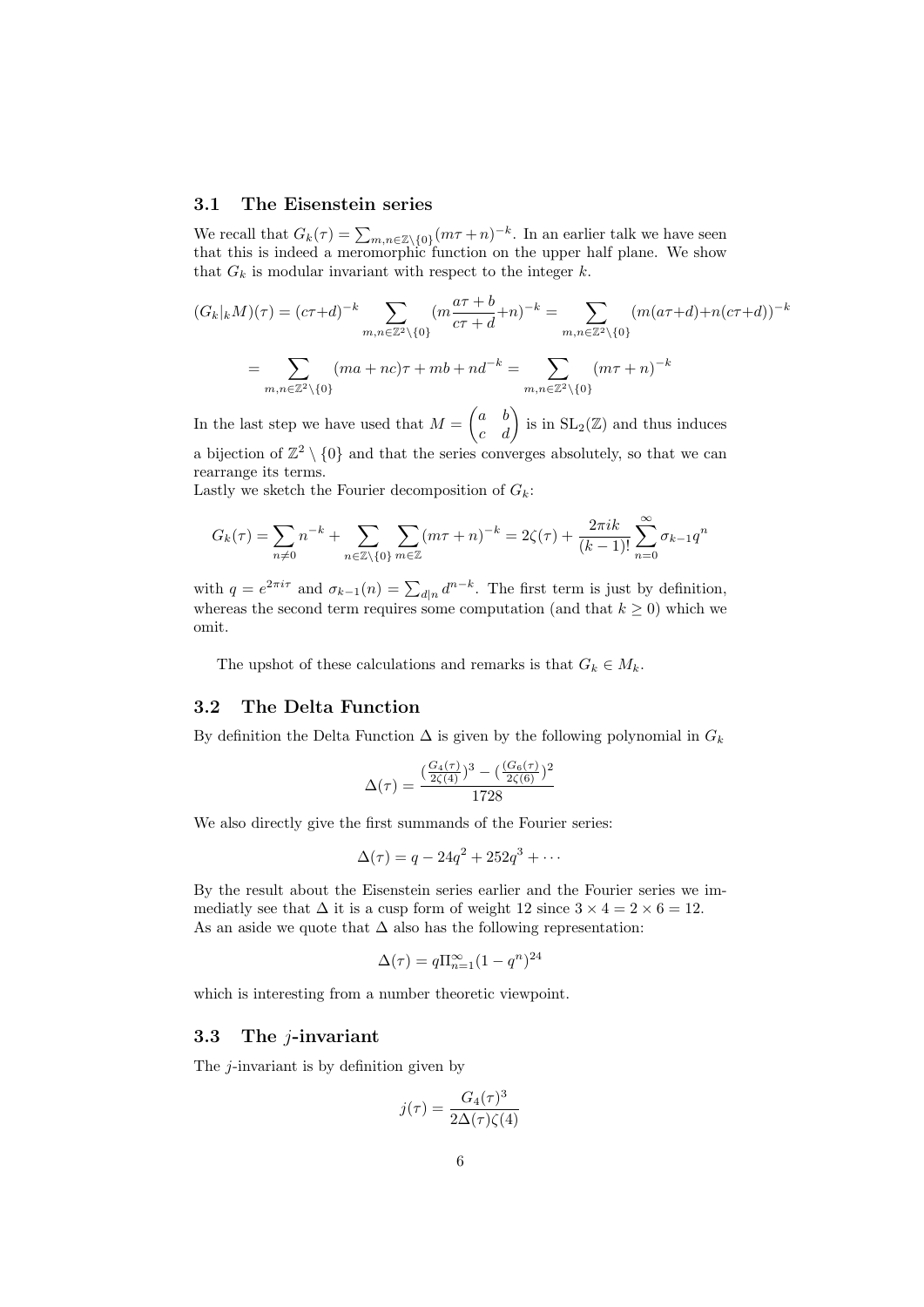### 3.1 The Eisenstein series

We recall that $G_k(\tau) = \sum_{m,n\in\mathbb{Z}\setminus\{0\}}(m\tau+n)^{-k}$. In an earlier talk we have seen that this is indeed a meromorphic function on the upper half plane. We show that $G_k$ is modular invariant with respect to the integer $k$.

$$(G_k|_k M)(\tau) = (c\tau+d)^{-k}\sum_{m,n\in\mathbb{Z}^2\setminus\{0\}}(m\frac{a\tau+b}{c\tau+d}+n)^{-k} = \sum_{m,n\in\mathbb{Z}^2\setminus\{0\}}(m(a\tau+d)+n(c\tau+d))^{-k}$$

$$= \sum_{m,n\in\mathbb{Z}^2\setminus\{0\}}(ma+nc)\tau+mb+nd^{-k} = \sum_{m,n\in\mathbb{Z}^2\setminus\{0\}}(m\tau+n)^{-k}$$

In the last step we have used that $M = \begin{pmatrix} a & b \\ c & d \end{pmatrix}$ is in $\mathrm{SL}_2(\mathbb{Z})$ and thus induces a bijection of $\mathbb{Z}^2\setminus\{0\}$ and that the series converges absolutely, so that we can rearrange its terms.

Lastly we sketch the Fourier decomposition of $G_k$:

$$G_k(\tau) = \sum_{n\neq 0} n^{-k} + \sum_{n\in\mathbb{Z}\setminus\{0\}}\sum_{m\in\mathbb{Z}}(m\tau+n)^{-k} = 2\zeta(\tau) + \frac{2\pi ik}{(k-1)!}\sum_{n=0}^{\infty}\sigma_{k-1}q^n$$

with $q = e^{2\pi i\tau}$ and $\sigma_{k-1}(n) = \sum_{d|n} d^{n-k}$. The first term is just by definition, whereas the second term requires some computation (and that $k \geq 0$) which we omit.

The upshot of these calculations and remarks is that $G_k \in M_k$.

### 3.2 The Delta Function

By definition the Delta Function $\Delta$ is given by the following polynomial in $G_k$

$$\Delta(\tau) = \frac{(\frac{G_4(\tau)}{2\zeta(4)})^3 - (\frac{(G_6(\tau)}{2\zeta(6)})^2}{1728}$$

We also directly give the first summands of the Fourier series:

$$\Delta(\tau) = q - 24q^2 + 252q^3 + \cdots$$

By the result about the Eisenstein series earlier and the Fourier series we immediatly see that $\Delta$ it is a cusp form of weight 12 since $3\times 4 = 2\times 6 = 12$. As an aside we quote that $\Delta$ also has the following representation:

$$\Delta(\tau) = q\Pi_{n=1}^{\infty}(1-q^n)^{24}$$

which is interesting from a number theoretic viewpoint.

### 3.3 The $j$-invariant

The $j$-invariant is by definition given by

$$j(\tau) = \frac{G_4(\tau)^3}{2\Delta(\tau)\zeta(4)}$$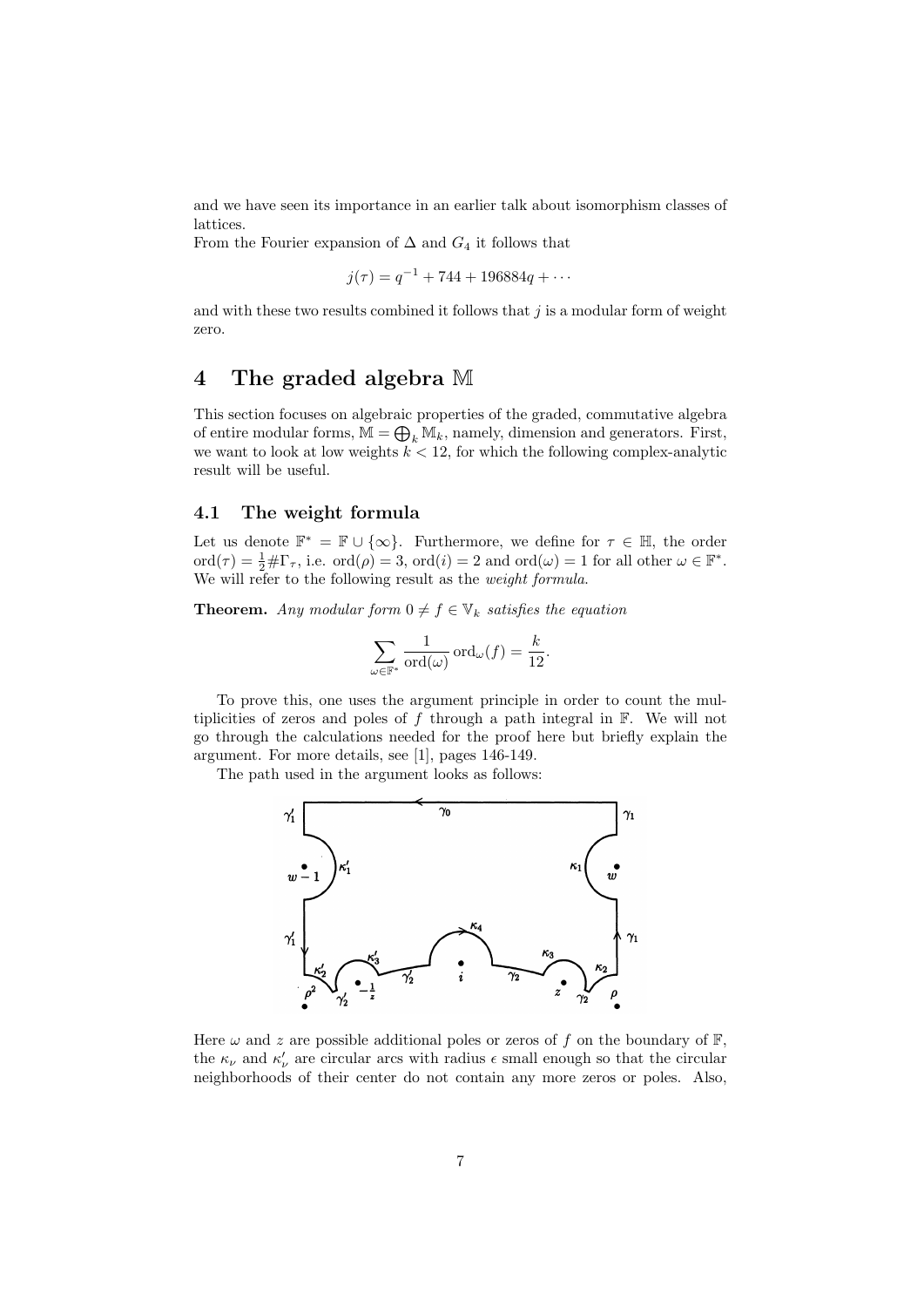and we have seen its importance in an earlier talk about isomorphism classes of lattices.
From the Fourier expansion of $\Delta$ and $G_4$ it follows that

$$j(\tau) = q^{-1} + 744 + 196884q + \cdots$$

and with these two results combined it follows that $j$ is a modular form of weight zero.

# 4 The graded algebra $\mathbb{M}$

This section focuses on algebraic properties of the graded, commutative algebra of entire modular forms, $\mathbb{M} = \bigoplus_k \mathbb{M}_k$, namely, dimension and generators. First, we want to look at low weights $k < 12$, for which the following complex-analytic result will be useful.

## 4.1 The weight formula

Let us denote $\mathbb{F}^* = \mathbb{F} \cup \{\infty\}$. Furthermore, we define for $\tau \in \mathbb{H}$, the order $\text{ord}(\tau) = \frac{1}{2}\#\Gamma_\tau$, i.e. $\text{ord}(\rho) = 3$, $\text{ord}(i) = 2$ and $\text{ord}(\omega) = 1$ for all other $\omega \in \mathbb{F}^*$. We will refer to the following result as the *weight formula*.

**Theorem.** *Any modular form $0 \neq f \in \mathbb{V}_k$ satisfies the equation*

$$\sum_{\omega \in \mathbb{F}^*} \frac{1}{\text{ord}(\omega)} \text{ord}_\omega(f) = \frac{k}{12}.$$

To prove this, one uses the argument principle in order to count the multiplicities of zeros and poles of $f$ through a path integral in $\mathbb{F}$. We will not go through the calculations needed for the proof here but briefly explain the argument. For more details, see [1], pages 146-149.

The path used in the argument looks as follows:

Here $\omega$ and $z$ are possible additional poles or zeros of $f$ on the boundary of $\mathbb{F}$, the $\kappa_\nu$ and $\kappa'_\nu$ are circular arcs with radius $\epsilon$ small enough so that the circular neighborhoods of their center do not contain any more zeros or poles. Also,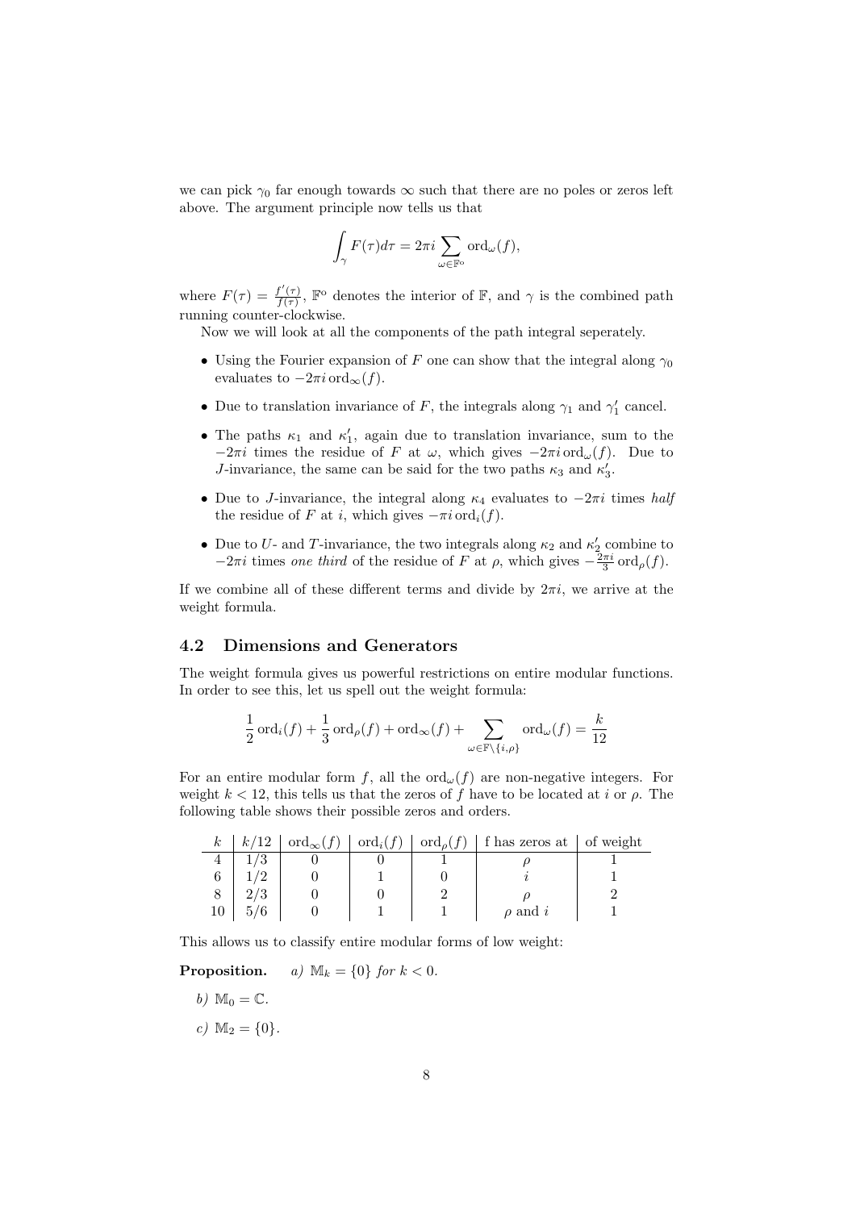we can pick $\gamma_0$ far enough towards $\infty$ such that there are no poles or zeros left above. The argument principle now tells us that

$$\int_\gamma F(\tau)d\tau = 2\pi i \sum_{\omega \in \mathbb{F}^\circ} \operatorname{ord}_\omega(f),$$

where $F(\tau) = \frac{f'(\tau)}{f(\tau)}$, $\mathbb{F}^\circ$ denotes the interior of $\mathbb{F}$, and $\gamma$ is the combined path running counter-clockwise.

Now we will look at all the components of the path integral seperately.

- Using the Fourier expansion of $F$ one can show that the integral along $\gamma_0$ evaluates to $-2\pi i \operatorname{ord}_\infty(f)$.
- Due to translation invariance of $F$, the integrals along $\gamma_1$ and $\gamma_1'$ cancel.
- The paths $\kappa_1$ and $\kappa_1'$, again due to translation invariance, sum to the $-2\pi i$ times the residue of $F$ at $\omega$, which gives $-2\pi i \operatorname{ord}_\omega(f)$. Due to $J$-invariance, the same can be said for the two paths $\kappa_3$ and $\kappa_3'$.
- Due to $J$-invariance, the integral along $\kappa_4$ evaluates to $-2\pi i$ times *half* the residue of $F$ at $i$, which gives $-\pi i \operatorname{ord}_i(f)$.
- Due to $U$- and $T$-invariance, the two integrals along $\kappa_2$ and $\kappa_2'$ combine to $-2\pi i$ times *one third* of the residue of $F$ at $\rho$, which gives $-\frac{2\pi i}{3} \operatorname{ord}_\rho(f)$.

If we combine all of these different terms and divide by $2\pi i$, we arrive at the weight formula.

### 4.2 Dimensions and Generators

The weight formula gives us powerful restrictions on entire modular functions. In order to see this, let us spell out the weight formula:

$$\frac{1}{2}\operatorname{ord}_i(f) + \frac{1}{3}\operatorname{ord}_\rho(f) + \operatorname{ord}_\infty(f) + \sum_{\omega \in \mathbb{F} \setminus \{i,\rho\}} \operatorname{ord}_\omega(f) = \frac{k}{12}$$

For an entire modular form $f$, all the $\operatorname{ord}_\omega(f)$ are non-negative integers. For weight $k < 12$, this tells us that the zeros of $f$ have to be located at $i$ or $\rho$. The following table shows their possible zeros and orders.

| $k$ | $k/12$ | $\operatorname{ord}_\infty(f)$ | $\operatorname{ord}_i(f)$ | $\operatorname{ord}_\rho(f)$ | f has zeros at | of weight |
|---|---|---|---|---|---|---|
| 4 | 1/3 | 0 | 0 | 1 | $\rho$ | 1 |
| 6 | 1/2 | 0 | 1 | 0 | $i$ | 1 |
| 8 | 2/3 | 0 | 0 | 2 | $\rho$ | 2 |
| 10 | 5/6 | 0 | 1 | 1 | $\rho$ and $i$ | 1 |

This allows us to classify entire modular forms of low weight:

**Proposition.** *a)* $\mathbb{M}_k = \{0\}$ *for* $k < 0$.

*b)* $\mathbb{M}_0 = \mathbb{C}$.

*c)* $\mathbb{M}_2 = \{0\}$.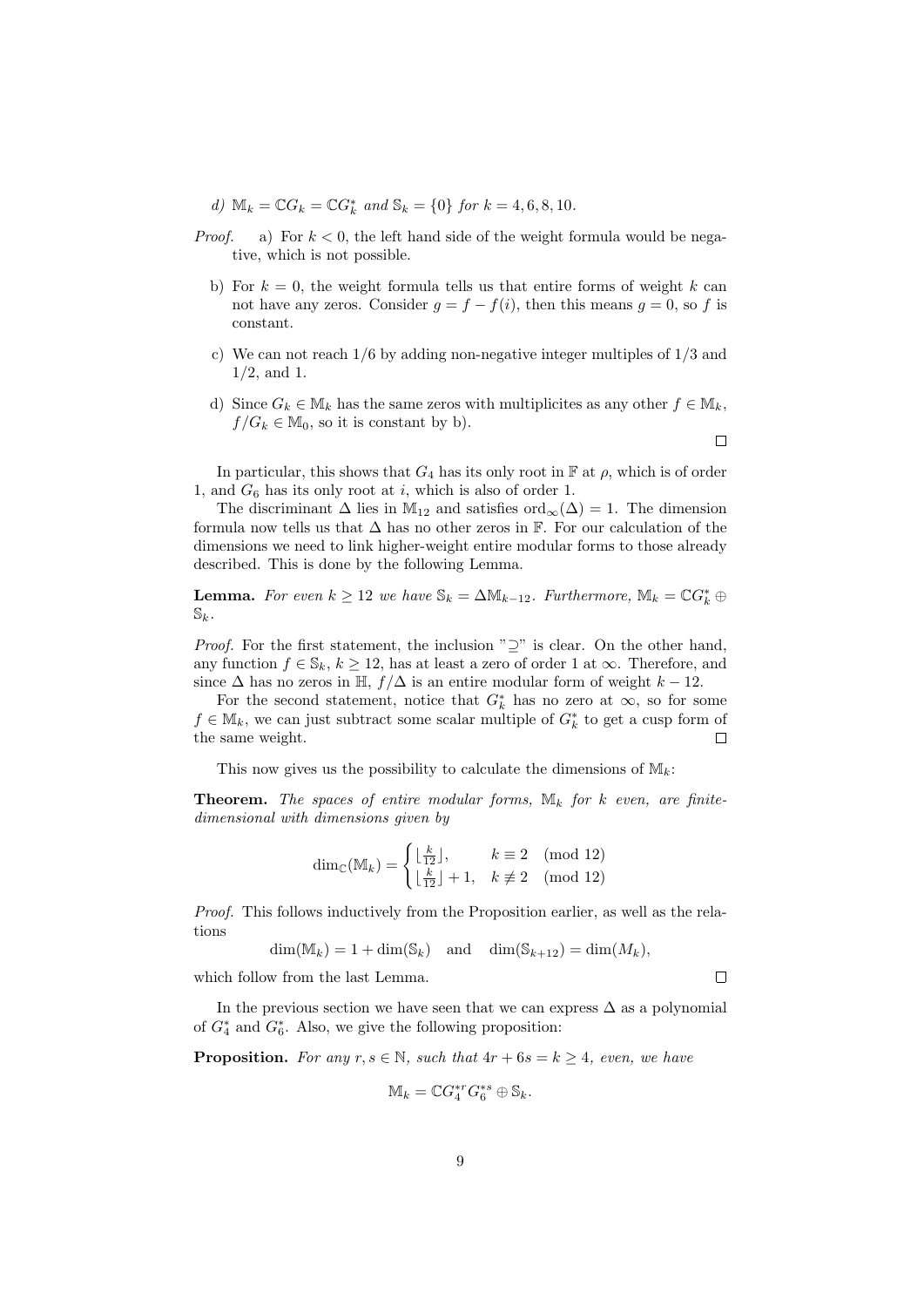*d)* $\mathbb{M}_k = \mathbb{C}G_k = \mathbb{C}G_k^*$ *and* $\mathbb{S}_k = \{0\}$ *for* $k = 4, 6, 8, 10$.

*Proof.*

a) For $k < 0$, the left hand side of the weight formula would be negative, which is not possible.

b) For $k = 0$, the weight formula tells us that entire forms of weight $k$ can not have any zeros. Consider $g = f - f(i)$, then this means $g = 0$, so $f$ is constant.

c) We can not reach $1/6$ by adding non-negative integer multiples of $1/3$ and $1/2$, and $1$.

d) Since $G_k \in \mathbb{M}_k$ has the same zeros with multiplicites as any other $f \in \mathbb{M}_k$, $f/G_k \in \mathbb{M}_0$, so it is constant by b).

$\square$

In particular, this shows that $G_4$ has its only root in $\mathbb{F}$ at $\rho$, which is of order 1, and $G_6$ has its only root at $i$, which is also of order 1.

The discriminant $\Delta$ lies in $\mathbb{M}_{12}$ and satisfies $\mathrm{ord}_\infty(\Delta) = 1$. The dimension formula now tells us that $\Delta$ has no other zeros in $\mathbb{F}$. For our calculation of the dimensions we need to link higher-weight entire modular forms to those already described. This is done by the following Lemma.

**Lemma.** *For even* $k \geq 12$ *we have* $\mathbb{S}_k = \Delta\mathbb{M}_{k-12}$. *Furthermore,* $\mathbb{M}_k = \mathbb{C}G_k^* \oplus \mathbb{S}_k$.

*Proof.* For the first statement, the inclusion "$\supseteq$" is clear. On the other hand, any function $f \in \mathbb{S}_k$, $k \geq 12$, has at least a zero of order 1 at $\infty$. Therefore, and since $\Delta$ has no zeros in $\mathbb{H}$, $f/\Delta$ is an entire modular form of weight $k - 12$.

For the second statement, notice that $G_k^*$ has no zero at $\infty$, so for some $f \in \mathbb{M}_k$, we can just subtract some scalar multiple of $G_k^*$ to get a cusp form of the same weight. $\square$

This now gives us the possibility to calculate the dimensions of $\mathbb{M}_k$:

**Theorem.** *The spaces of entire modular forms,* $\mathbb{M}_k$ *for* $k$ *even, are finite-dimensional with dimensions given by*

$$\dim_{\mathbb{C}}(\mathbb{M}_k) = \begin{cases} \lfloor \frac{k}{12} \rfloor, & k \equiv 2 \pmod{12} \\ \lfloor \frac{k}{12} \rfloor + 1, & k \not\equiv 2 \pmod{12} \end{cases}$$

*Proof.* This follows inductively from the Proposition earlier, as well as the relations

$$\dim(\mathbb{M}_k) = 1 + \dim(\mathbb{S}_k) \quad \text{and} \quad \dim(\mathbb{S}_{k+12}) = \dim(M_k),$$

which follow from the last Lemma. $\square$

In the previous section we have seen that we can express $\Delta$ as a polynomial of $G_4^*$ and $G_6^*$. Also, we give the following proposition:

**Proposition.** *For any* $r, s \in \mathbb{N}$, *such that* $4r + 6s = k \geq 4$, *even, we have*

$$\mathbb{M}_k = \mathbb{C}G_4^{*r}G_6^{*s} \oplus \mathbb{S}_k.$$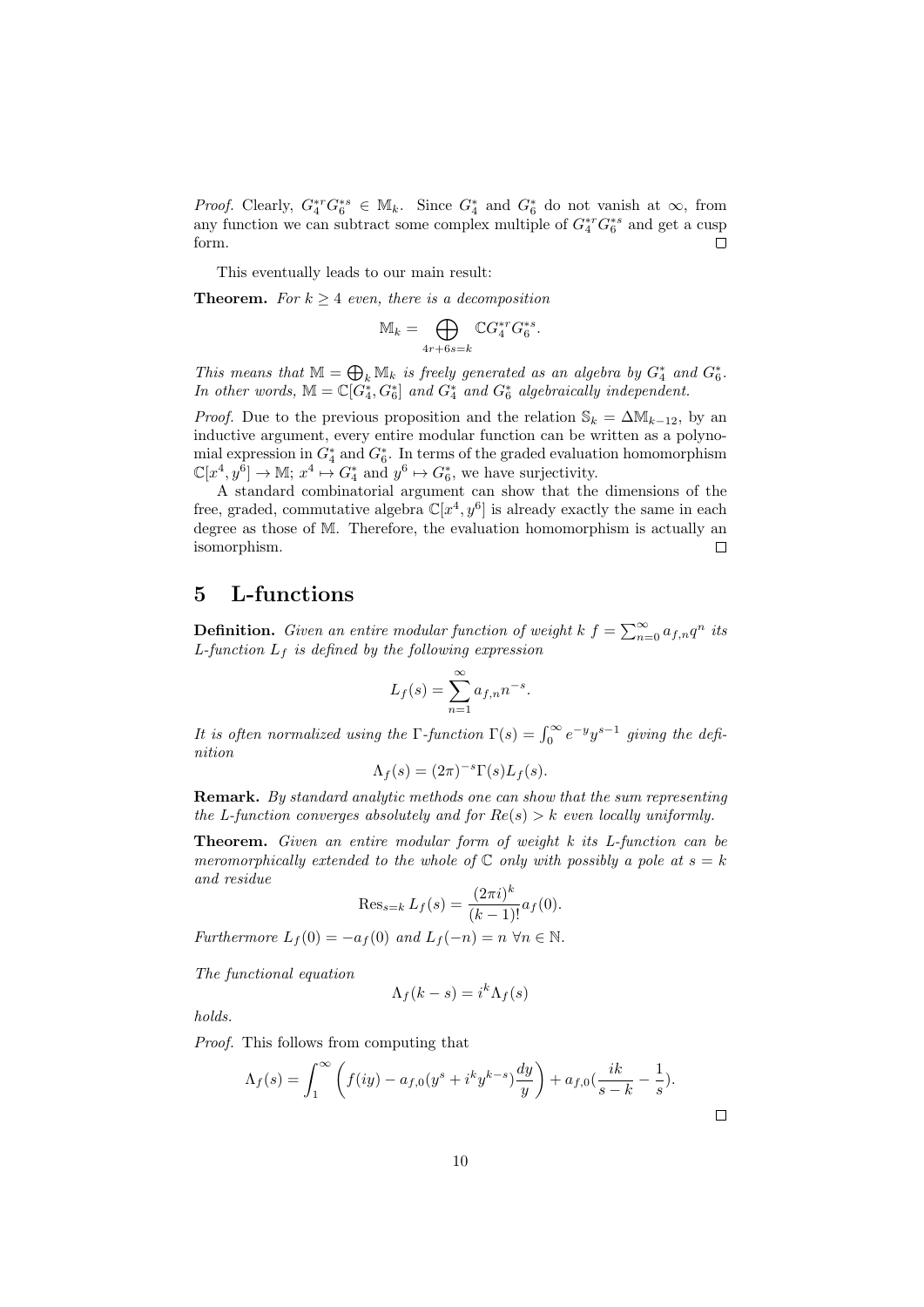*Proof.* Clearly, $G_4^{*r} G_6^{*s} \in \mathbb{M}_k$. Since $G_4^*$ and $G_6^*$ do not vanish at $\infty$, from any function we can subtract some complex multiple of $G_4^{*r} G_6^{*s}$ and get a cusp form. □

This eventually leads to our main result:

**Theorem.** *For $k \geq 4$ even, there is a decomposition*

$$\mathbb{M}_k = \bigoplus_{4r+6s=k} \mathbb{C} G_4^{*r} G_6^{*s}.$$

*This means that $\mathbb{M} = \bigoplus_k \mathbb{M}_k$ is freely generated as an algebra by $G_4^*$ and $G_6^*$. In other words, $\mathbb{M} = \mathbb{C}[G_4^*, G_6^*]$ and $G_4^*$ and $G_6^*$ algebraically independent.*

*Proof.* Due to the previous proposition and the relation $\mathbb{S}_k = \Delta \mathbb{M}_{k-12}$, by an inductive argument, every entire modular function can be written as a polynomial expression in $G_4^*$ and $G_6^*$. In terms of the graded evaluation homomorphism $\mathbb{C}[x^4, y^6] \to \mathbb{M}$; $x^4 \mapsto G_4^*$ and $y^6 \mapsto G_6^*$, we have surjectivity.

A standard combinatorial argument can show that the dimensions of the free, graded, commutative algebra $\mathbb{C}[x^4, y^6]$ is already exactly the same in each degree as those of $\mathbb{M}$. Therefore, the evaluation homomorphism is actually an isomorphism. □

## 5 L-functions

**Definition.** *Given an entire modular function of weight $k$ $f = \sum_{n=0}^{\infty} a_{f,n} q^n$ its L-function $L_f$ is defined by the following expression*

$$L_f(s) = \sum_{n=1}^{\infty} a_{f,n} n^{-s}.$$

*It is often normalized using the $\Gamma$-function $\Gamma(s) = \int_0^\infty e^{-y} y^{s-1}$ giving the definition*

$$\Lambda_f(s) = (2\pi)^{-s} \Gamma(s) L_f(s).$$

**Remark.** *By standard analytic methods one can show that the sum representing the L-function converges absolutely and for $Re(s) > k$ even locally uniformly.*

**Theorem.** *Given an entire modular form of weight $k$ its L-function can be meromorphically extended to the whole of $\mathbb{C}$ only with possibly a pole at $s = k$ and residue*

$$\operatorname{Res}_{s=k} L_f(s) = \frac{(2\pi i)^k}{(k-1)!} a_f(0).$$

*Furthermore $L_f(0) = -a_f(0)$ and $L_f(-n) = n$ $\forall n \in \mathbb{N}$.*

*The functional equation*

$$\Lambda_f(k-s) = i^k \Lambda_f(s)$$

*holds.*

*Proof.* This follows from computing that

$$\Lambda_f(s) = \int_1^\infty \left( f(iy) - a_{f,0}(y^s + i^k y^{k-s}) \frac{dy}{y} \right) + a_{f,0} \left( \frac{ik}{s-k} - \frac{1}{s} \right).$$

□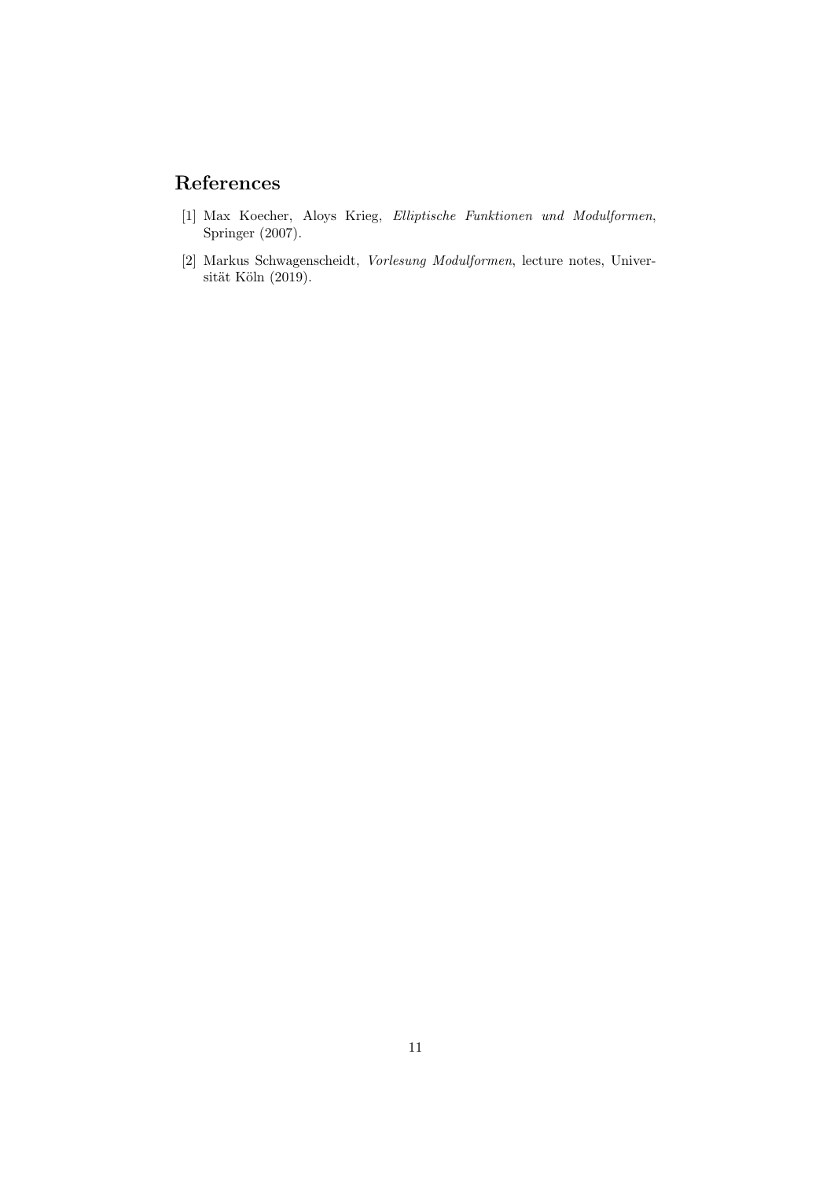# References

[1] Max Koecher, Aloys Krieg, *Elliptische Funktionen und Modulformen*, Springer (2007).

[2] Markus Schwagenscheidt, *Vorlesung Modulformen*, lecture notes, Universität Köln (2019).